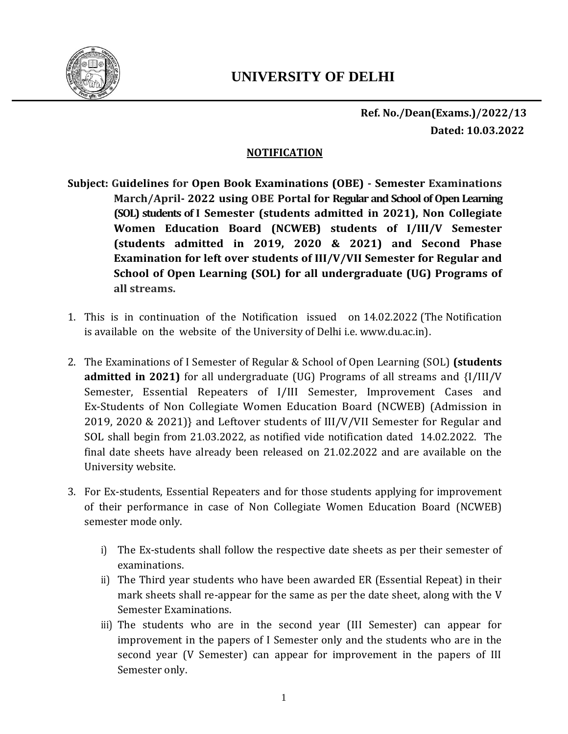# UNIVERSITY OF DELHI

**Ref. No./Dean(Exams.)/2022/13**
**Dated: 10.03.2022**

## NOTIFICATION

**Subject: Guidelines for Open Book Examinations (OBE) - Semester Examinations March/April- 2022 using OBE Portal for Regular and School of Open Learning (SOL) students of I Semester (students admitted in 2021), Non Collegiate Women Education Board (NCWEB) students of I/III/V Semester (students admitted in 2019, 2020 & 2021) and Second Phase Examination for left over students of III/V/VII Semester for Regular and School of Open Learning (SOL) for all undergraduate (UG) Programs of all streams.**

1. This is in continuation of the Notification issued on 14.02.2022 (The Notification is available on the website of the University of Delhi i.e. www.du.ac.in).

2. The Examinations of I Semester of Regular & School of Open Learning (SOL) **(students admitted in 2021)** for all undergraduate (UG) Programs of all streams and {I/III/V Semester, Essential Repeaters of I/III Semester, Improvement Cases and Ex-Students of Non Collegiate Women Education Board (NCWEB) (Admission in 2019, 2020 & 2021)} and Leftover students of III/V/VII Semester for Regular and SOL shall begin from 21.03.2022, as notified vide notification dated 14.02.2022. The final date sheets have already been released on 21.02.2022 and are available on the University website.

3. For Ex-students, Essential Repeaters and for those students applying for improvement of their performance in case of Non Collegiate Women Education Board (NCWEB) semester mode only.

   i) The Ex-students shall follow the respective date sheets as per their semester of examinations.
   ii) The Third year students who have been awarded ER (Essential Repeat) in their mark sheets shall re-appear for the same as per the date sheet, along with the V Semester Examinations.
   iii) The students who are in the second year (III Semester) can appear for improvement in the papers of I Semester only and the students who are in the second year (V Semester) can appear for improvement in the papers of III Semester only.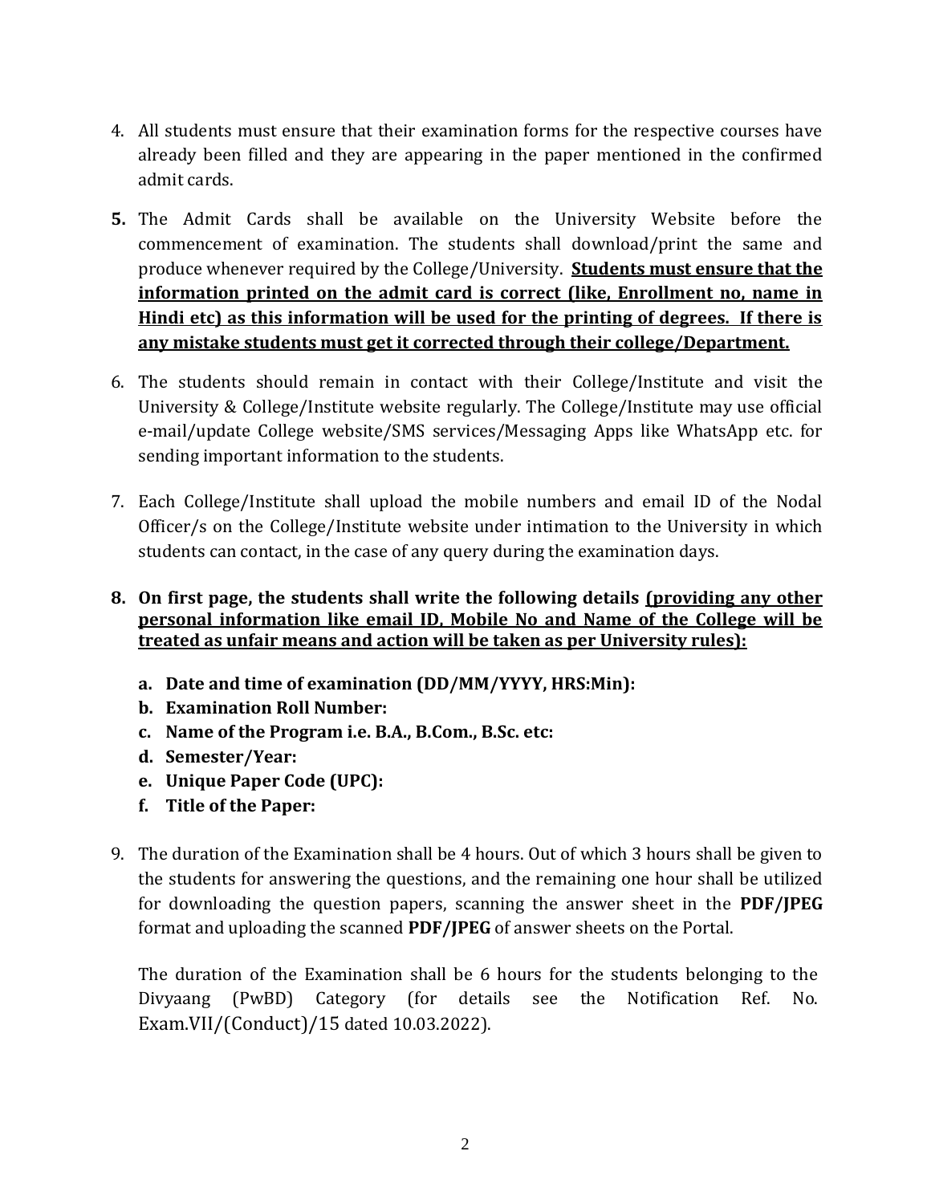4. All students must ensure that their examination forms for the respective courses have already been filled and they are appearing in the paper mentioned in the confirmed admit cards.

5. The Admit Cards shall be available on the University Website before the commencement of examination. The students shall download/print the same and produce whenever required by the College/University. **<u>Students must ensure that the information printed on the admit card is correct (like, Enrollment no, name in Hindi etc) as this information will be used for the printing of degrees. If there is any mistake students must get it corrected through their college/Department.</u>**

6. The students should remain in contact with their College/Institute and visit the University & College/Institute website regularly. The College/Institute may use official e-mail/update College website/SMS services/Messaging Apps like WhatsApp etc. for sending important information to the students.

7. Each College/Institute shall upload the mobile numbers and email ID of the Nodal Officer/s on the College/Institute website under intimation to the University in which students can contact, in the case of any query during the examination days.

8. **On first page, the students shall write the following details <u>(providing any other personal information like email ID, Mobile No and Name of the College will be treated as unfair means and action will be taken as per University rules):</u>**

    a. **Date and time of examination (DD/MM/YYYY, HRS:Min):**
    b. **Examination Roll Number:**
    c. **Name of the Program i.e. B.A., B.Com., B.Sc. etc:**
    d. **Semester/Year:**
    e. **Unique Paper Code (UPC):**
    f. **Title of the Paper:**

9. The duration of the Examination shall be 4 hours. Out of which 3 hours shall be given to the students for answering the questions, and the remaining one hour shall be utilized for downloading the question papers, scanning the answer sheet in the **PDF/JPEG** format and uploading the scanned **PDF/JPEG** of answer sheets on the Portal.

    The duration of the Examination shall be 6 hours for the students belonging to the Divyaang (PwBD) Category (for details see the Notification Ref. No. Exam.VII/(Conduct)/15 dated 10.03.2022).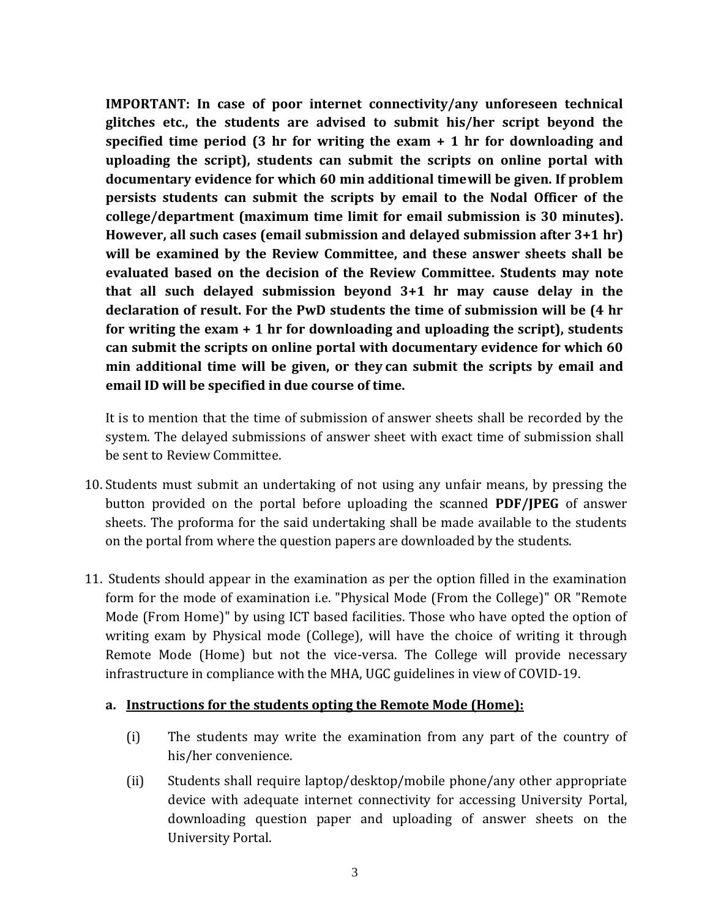**IMPORTANT: In case of poor internet connectivity/any unforeseen technical glitches etc., the students are advised to submit his/her script beyond the specified time period (3 hr for writing the exam + 1 hr for downloading and uploading the script), students can submit the scripts on online portal with documentary evidence for which 60 min additional timewill be given. If problem persists students can submit the scripts by email to the Nodal Officer of the college/department (maximum time limit for email submission is 30 minutes). However, all such cases (email submission and delayed submission after 3+1 hr) will be examined by the Review Committee, and these answer sheets shall be evaluated based on the decision of the Review Committee. Students may note that all such delayed submission beyond 3+1 hr may cause delay in the declaration of result. For the PwD students the time of submission will be (4 hr for writing the exam + 1 hr for downloading and uploading the script), students can submit the scripts on online portal with documentary evidence for which 60 min additional time will be given, or they can submit the scripts by email and email ID will be specified in due course of time.**

It is to mention that the time of submission of answer sheets shall be recorded by the system. The delayed submissions of answer sheet with exact time of submission shall be sent to Review Committee.

10. Students must submit an undertaking of not using any unfair means, by pressing the button provided on the portal before uploading the scanned **PDF/JPEG** of answer sheets. The proforma for the said undertaking shall be made available to the students on the portal from where the question papers are downloaded by the students.

11. Students should appear in the examination as per the option filled in the examination form for the mode of examination i.e. "Physical Mode (From the College)" OR "Remote Mode (From Home)" by using ICT based facilities. Those who have opted the option of writing exam by Physical mode (College), will have the choice of writing it through Remote Mode (Home) but not the vice-versa. The College will provide necessary infrastructure in compliance with the MHA, UGC guidelines in view of COVID-19.

    **a. <u>Instructions for the students opting the Remote Mode (Home):</u>**

    (i) The students may write the examination from any part of the country of his/her convenience.

    (ii) Students shall require laptop/desktop/mobile phone/any other appropriate device with adequate internet connectivity for accessing University Portal, downloading question paper and uploading of answer sheets on the University Portal.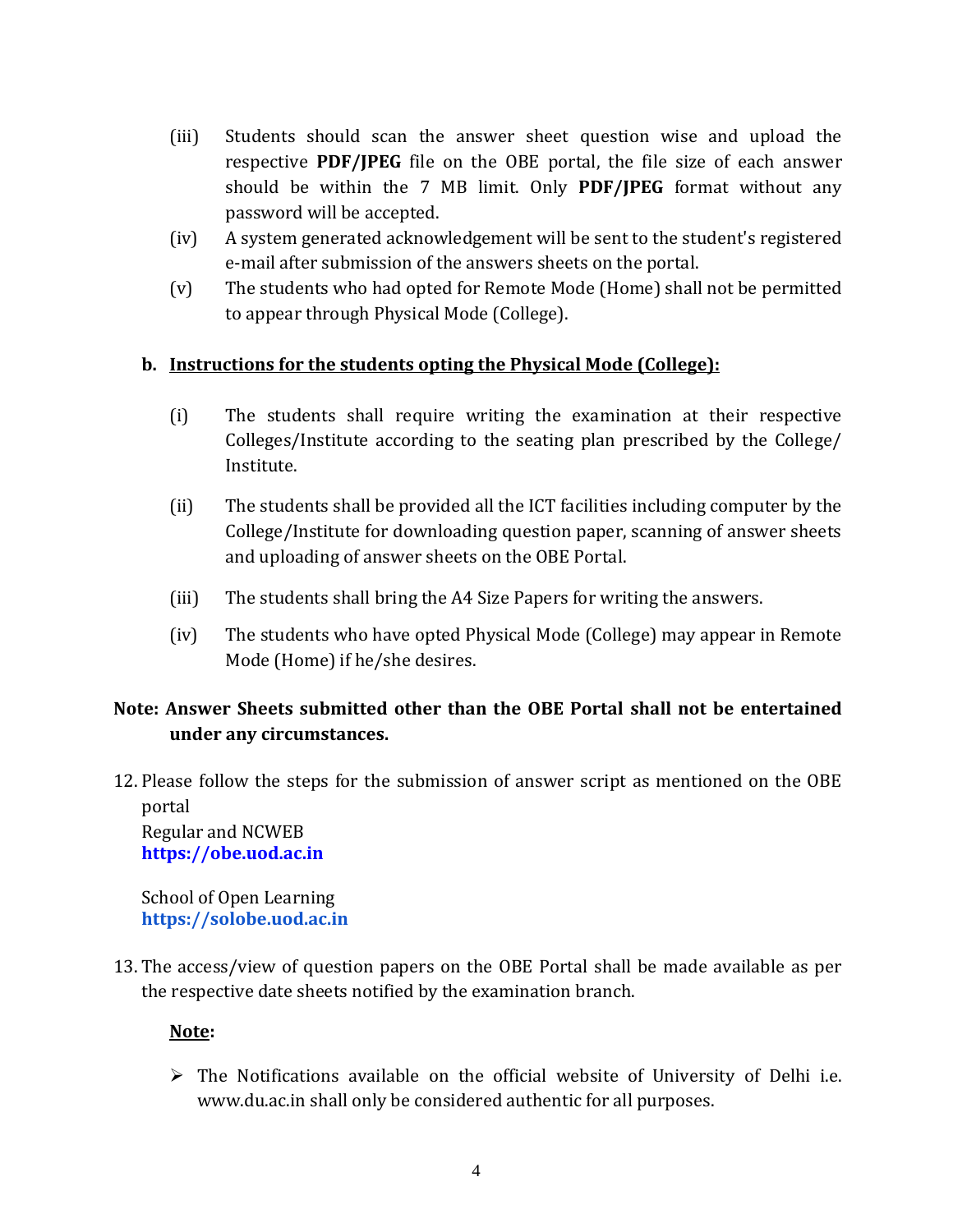(iii) Students should scan the answer sheet question wise and upload the respective **PDF/JPEG** file on the OBE portal, the file size of each answer should be within the 7 MB limit. Only **PDF/JPEG** format without any password will be accepted.

(iv) A system generated acknowledgement will be sent to the student's registered e-mail after submission of the answers sheets on the portal.

(v) The students who had opted for Remote Mode (Home) shall not be permitted to appear through Physical Mode (College).

**b. <u>Instructions for the students opting the Physical Mode (College):</u>**

(i) The students shall require writing the examination at their respective Colleges/Institute according to the seating plan prescribed by the College/ Institute.

(ii) The students shall be provided all the ICT facilities including computer by the College/Institute for downloading question paper, scanning of answer sheets and uploading of answer sheets on the OBE Portal.

(iii) The students shall bring the A4 Size Papers for writing the answers.

(iv) The students who have opted Physical Mode (College) may appear in Remote Mode (Home) if he/she desires.

**Note: Answer Sheets submitted other than the OBE Portal shall not be entertained under any circumstances.**

12. Please follow the steps for the submission of answer script as mentioned on the OBE portal

    Regular and NCWEB
    **https://obe.uod.ac.in**

    School of Open Learning
    **https://solobe.uod.ac.in**

13. The access/view of question papers on the OBE Portal shall be made available as per the respective date sheets notified by the examination branch.

    **<u>Note</u>:**

    - The Notifications available on the official website of University of Delhi i.e. www.du.ac.in shall only be considered authentic for all purposes.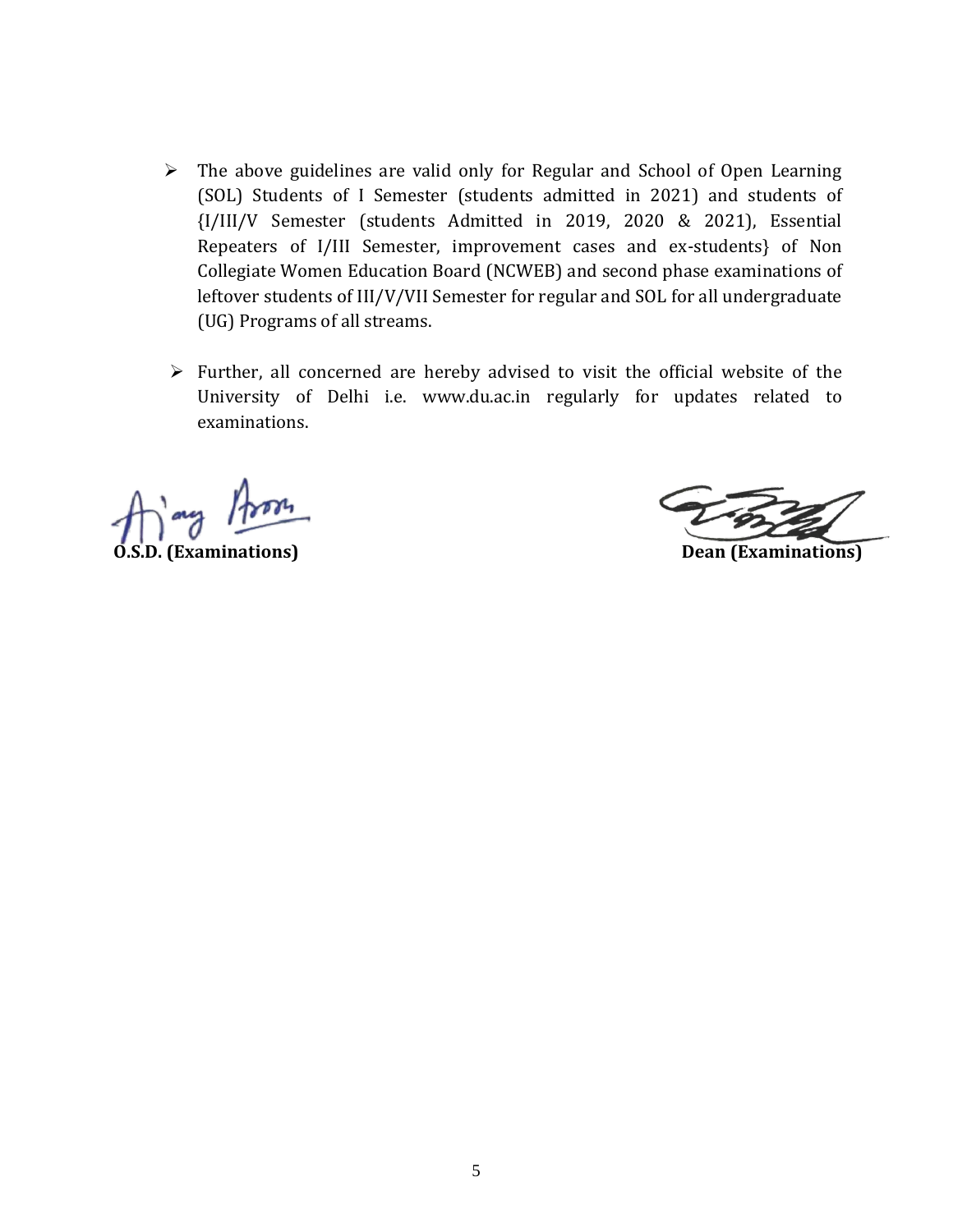- The above guidelines are valid only for Regular and School of Open Learning (SOL) Students of I Semester (students admitted in 2021) and students of {I/III/V Semester (students Admitted in 2019, 2020 & 2021), Essential Repeaters of I/III Semester, improvement cases and ex-students} of Non Collegiate Women Education Board (NCWEB) and second phase examinations of leftover students of III/V/VII Semester for regular and SOL for all undergraduate (UG) Programs of all streams.

- Further, all concerned are hereby advised to visit the official website of the University of Delhi i.e. www.du.ac.in regularly for updates related to examinations.

**O.S.D. (Examinations)** **Dean (Examinations)**